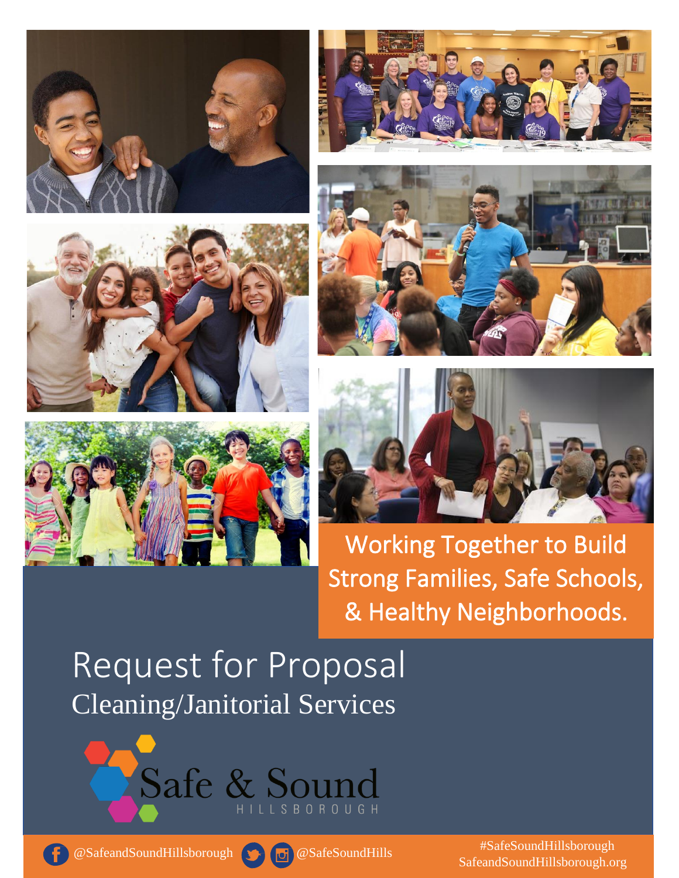Working Together to Build Strong Families, Safe Schools, & Healthy Neighborhoods.

# Request for Proposal

## Cleaning/Janitorial Services

Safe & Sound HILLSBOROUGH

@SafeandSoundHillsborough @SafeSoundHills

#SafeSoundHillsborough
SafeandSoundHillsborough.org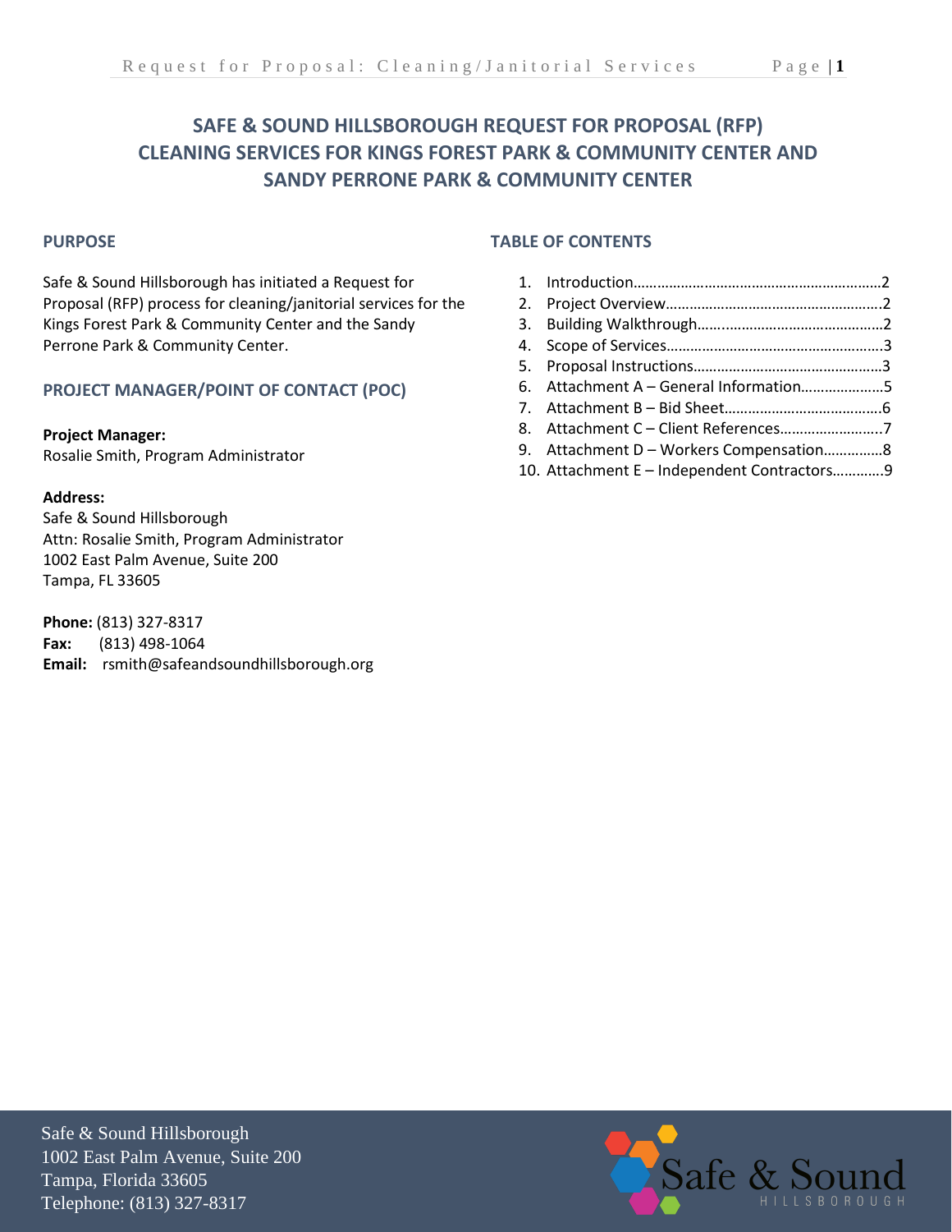# SAFE & SOUND HILLSBOROUGH REQUEST FOR PROPOSAL (RFP) CLEANING SERVICES FOR KINGS FOREST PARK & COMMUNITY CENTER AND SANDY PERRONE PARK & COMMUNITY CENTER

## PURPOSE

Safe & Sound Hillsborough has initiated a Request for Proposal (RFP) process for cleaning/janitorial services for the Kings Forest Park & Community Center and the Sandy Perrone Park & Community Center.

## PROJECT MANAGER/POINT OF CONTACT (POC)

**Project Manager:**
Rosalie Smith, Program Administrator

**Address:**
Safe & Sound Hillsborough
Attn: Rosalie Smith, Program Administrator
1002 East Palm Avenue, Suite 200
Tampa, FL 33605

**Phone:** (813) 327-8317
**Fax:** (813) 498-1064
**Email:** rsmith@safeandsoundhillsborough.org

## TABLE OF CONTENTS

1. Introduction……………………………………………………2
2. Project Overview………………………………………………2
3. Building Walkthrough…………………………………………2
4. Scope of Services………………………………………………3
5. Proposal Instructions…………………………………………3
6. Attachment A – General Information…………………5
7. Attachment B – Bid Sheet…………………………………6
8. Attachment C – Client References……………………7
9. Attachment D – Workers Compensation……………8
10. Attachment E – Independent Contractors…………9

Safe & Sound Hillsborough
1002 East Palm Avenue, Suite 200
Tampa, Florida 33605
Telephone: (813) 327-8317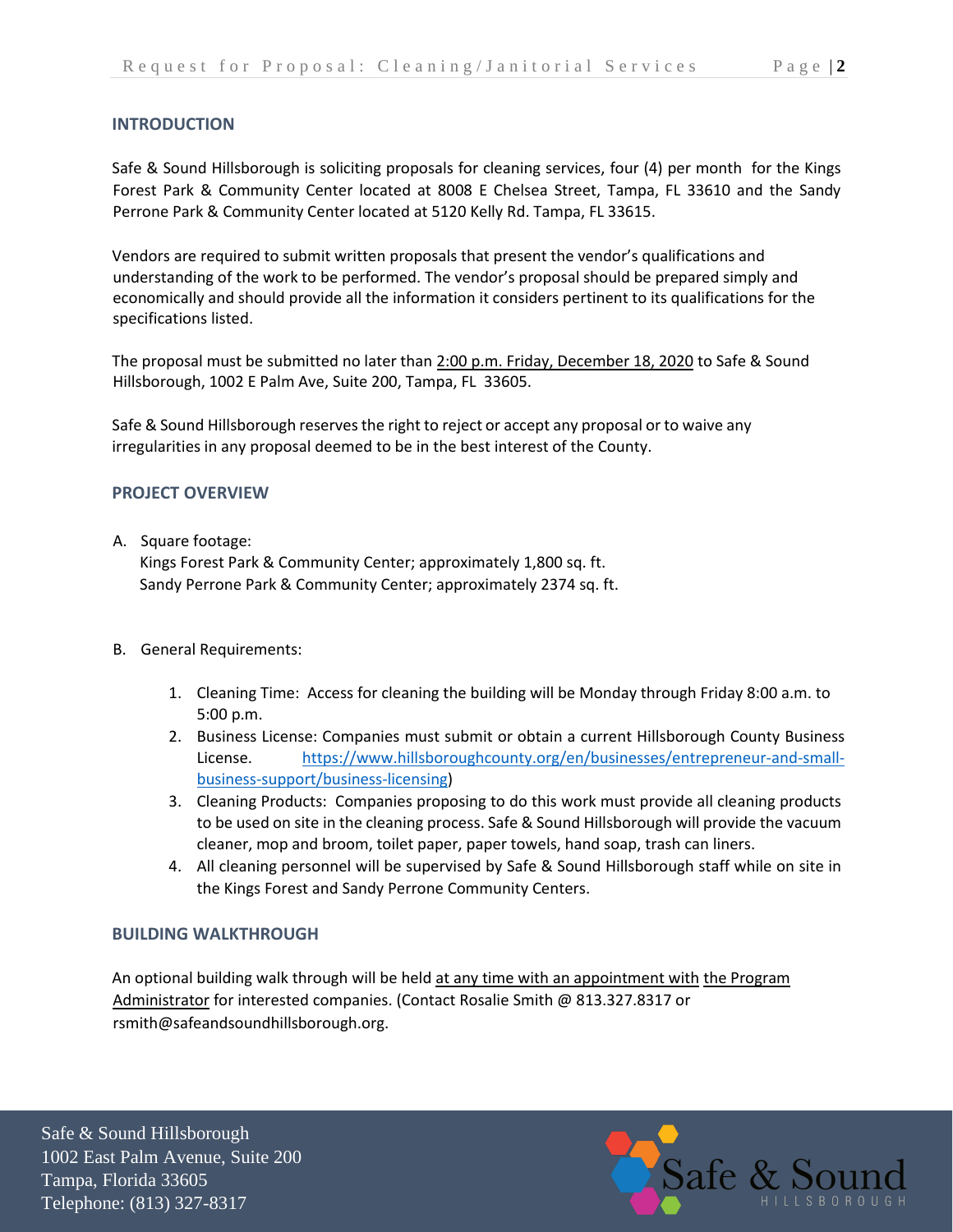## INTRODUCTION

Safe & Sound Hillsborough is soliciting proposals for cleaning services, four (4) per month for the Kings Forest Park & Community Center located at 8008 E Chelsea Street, Tampa, FL 33610 and the Sandy Perrone Park & Community Center located at 5120 Kelly Rd. Tampa, FL 33615.

Vendors are required to submit written proposals that present the vendor's qualifications and understanding of the work to be performed. The vendor's proposal should be prepared simply and economically and should provide all the information it considers pertinent to its qualifications for the specifications listed.

The proposal must be submitted no later than 2:00 p.m. Friday, December 18, 2020 to Safe & Sound Hillsborough, 1002 E Palm Ave, Suite 200, Tampa, FL 33605.

Safe & Sound Hillsborough reserves the right to reject or accept any proposal or to waive any irregularities in any proposal deemed to be in the best interest of the County.

## PROJECT OVERVIEW

A. Square footage:
   Kings Forest Park & Community Center; approximately 1,800 sq. ft.
   Sandy Perrone Park & Community Center; approximately 2374 sq. ft.

B. General Requirements:

   1. Cleaning Time: Access for cleaning the building will be Monday through Friday 8:00 a.m. to 5:00 p.m.
   2. Business License: Companies must submit or obtain a current Hillsborough County Business License. https://www.hillsboroughcounty.org/en/businesses/entrepreneur-and-small-business-support/business-licensing)
   3. Cleaning Products: Companies proposing to do this work must provide all cleaning products to be used on site in the cleaning process. Safe & Sound Hillsborough will provide the vacuum cleaner, mop and broom, toilet paper, paper towels, hand soap, trash can liners.
   4. All cleaning personnel will be supervised by Safe & Sound Hillsborough staff while on site in the Kings Forest and Sandy Perrone Community Centers.

## BUILDING WALKTHROUGH

An optional building walk through will be held at any time with an appointment with the Program Administrator for interested companies. (Contact Rosalie Smith @ 813.327.8317 or rsmith@safeandsoundhillsborough.org.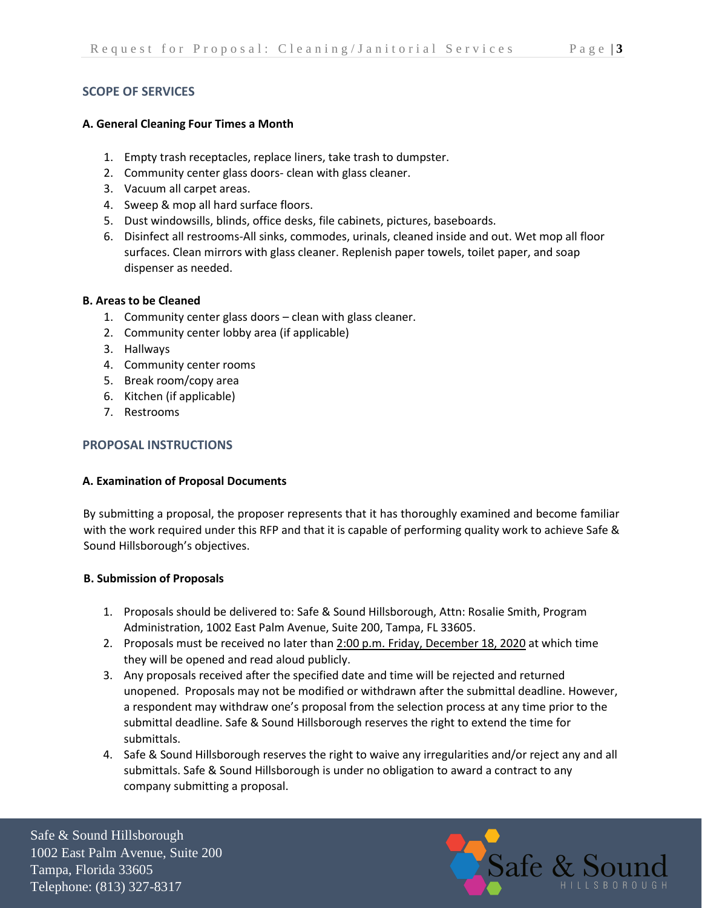## SCOPE OF SERVICES

### A. General Cleaning Four Times a Month

1. Empty trash receptacles, replace liners, take trash to dumpster.
2. Community center glass doors- clean with glass cleaner.
3. Vacuum all carpet areas.
4. Sweep & mop all hard surface floors.
5. Dust windowsills, blinds, office desks, file cabinets, pictures, baseboards.
6. Disinfect all restrooms-All sinks, commodes, urinals, cleaned inside and out. Wet mop all floor surfaces. Clean mirrors with glass cleaner. Replenish paper towels, toilet paper, and soap dispenser as needed.

### B. Areas to be Cleaned

1. Community center glass doors – clean with glass cleaner.
2. Community center lobby area (if applicable)
3. Hallways
4. Community center rooms
5. Break room/copy area
6. Kitchen (if applicable)
7. Restrooms

## PROPOSAL INSTRUCTIONS

### A. Examination of Proposal Documents

By submitting a proposal, the proposer represents that it has thoroughly examined and become familiar with the work required under this RFP and that it is capable of performing quality work to achieve Safe & Sound Hillsborough's objectives.

### B. Submission of Proposals

1. Proposals should be delivered to: Safe & Sound Hillsborough, Attn: Rosalie Smith, Program Administration, 1002 East Palm Avenue, Suite 200, Tampa, FL 33605.
2. Proposals must be received no later than 2:00 p.m. Friday, December 18, 2020 at which time they will be opened and read aloud publicly.
3. Any proposals received after the specified date and time will be rejected and returned unopened. Proposals may not be modified or withdrawn after the submittal deadline. However, a respondent may withdraw one's proposal from the selection process at any time prior to the submittal deadline. Safe & Sound Hillsborough reserves the right to extend the time for submittals.
4. Safe & Sound Hillsborough reserves the right to waive any irregularities and/or reject any and all submittals. Safe & Sound Hillsborough is under no obligation to award a contract to any company submitting a proposal.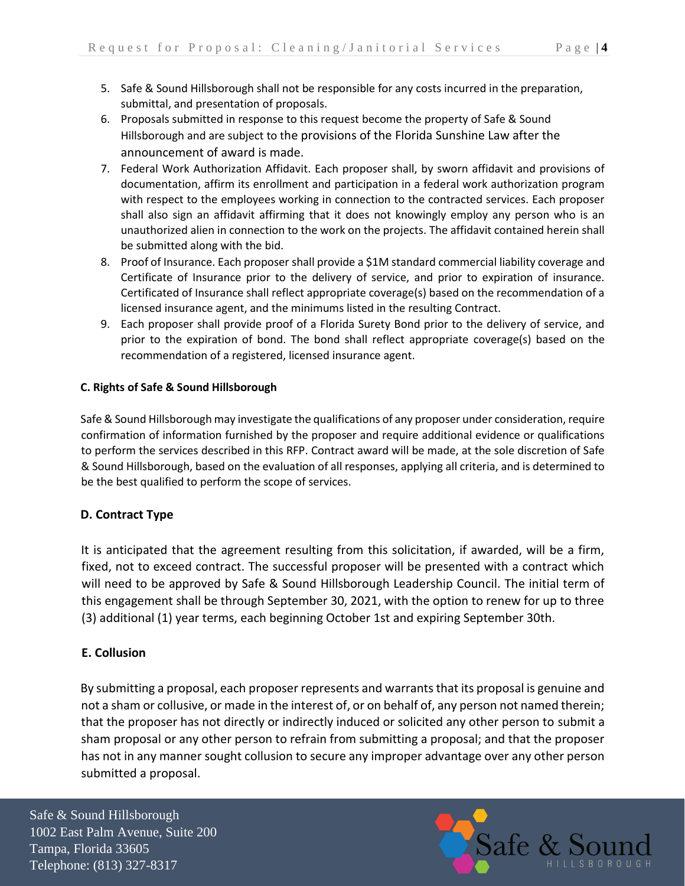5. Safe & Sound Hillsborough shall not be responsible for any costs incurred in the preparation, submittal, and presentation of proposals.
6. Proposals submitted in response to this request become the property of Safe & Sound Hillsborough and are subject to the provisions of the Florida Sunshine Law after the announcement of award is made.
7. Federal Work Authorization Affidavit. Each proposer shall, by sworn affidavit and provisions of documentation, affirm its enrollment and participation in a federal work authorization program with respect to the employees working in connection to the contracted services. Each proposer shall also sign an affidavit affirming that it does not knowingly employ any person who is an unauthorized alien in connection to the work on the projects. The affidavit contained herein shall be submitted along with the bid.
8. Proof of Insurance. Each proposer shall provide a $1M standard commercial liability coverage and Certificate of Insurance prior to the delivery of service, and prior to expiration of insurance. Certificated of Insurance shall reflect appropriate coverage(s) based on the recommendation of a licensed insurance agent, and the minimums listed in the resulting Contract.
9. Each proposer shall provide proof of a Florida Surety Bond prior to the delivery of service, and prior to the expiration of bond. The bond shall reflect appropriate coverage(s) based on the recommendation of a registered, licensed insurance agent.

**C. Rights of Safe & Sound Hillsborough**

Safe & Sound Hillsborough may investigate the qualifications of any proposer under consideration, require confirmation of information furnished by the proposer and require additional evidence or qualifications to perform the services described in this RFP. Contract award will be made, at the sole discretion of Safe & Sound Hillsborough, based on the evaluation of all responses, applying all criteria, and is determined to be the best qualified to perform the scope of services.

**D. Contract Type**

It is anticipated that the agreement resulting from this solicitation, if awarded, will be a firm, fixed, not to exceed contract. The successful proposer will be presented with a contract which will need to be approved by Safe & Sound Hillsborough Leadership Council. The initial term of this engagement shall be through September 30, 2021, with the option to renew for up to three (3) additional (1) year terms, each beginning October 1st and expiring September 30th.

**E. Collusion**

By submitting a proposal, each proposer represents and warrants that its proposal is genuine and not a sham or collusive, or made in the interest of, or on behalf of, any person not named therein; that the proposer has not directly or indirectly induced or solicited any other person to submit a sham proposal or any other person to refrain from submitting a proposal; and that the proposer has not in any manner sought collusion to secure any improper advantage over any other person submitted a proposal.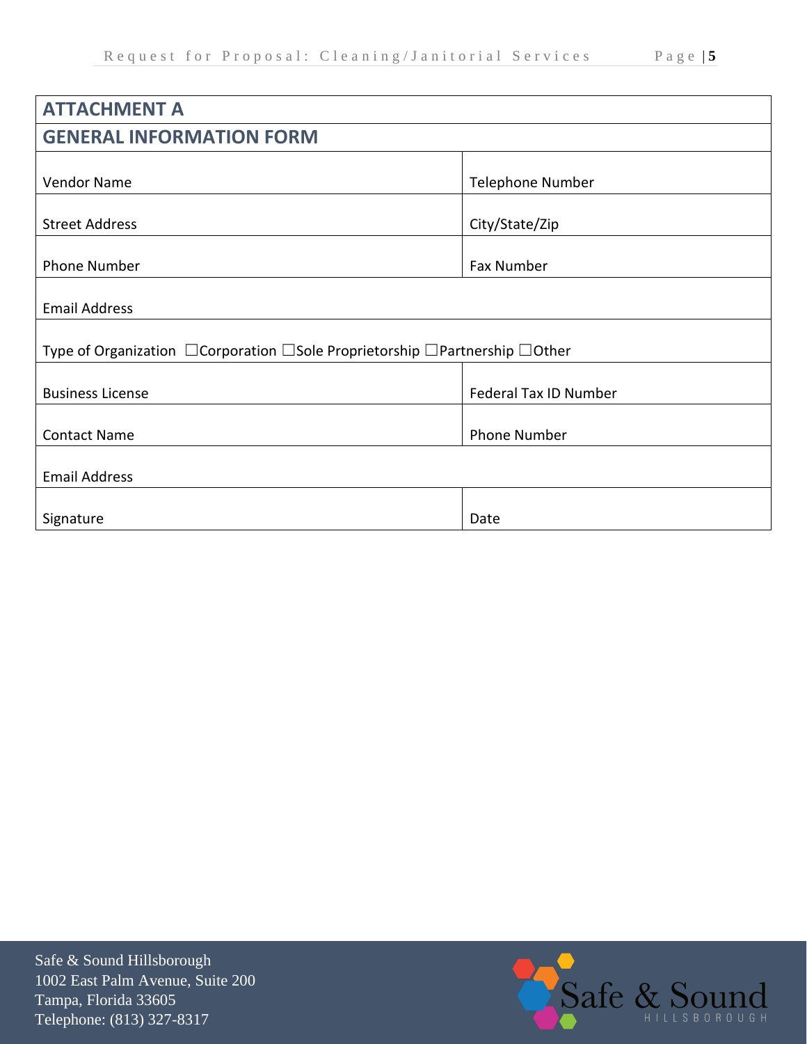## ATTACHMENT A

## GENERAL INFORMATION FORM

| | |
|---|---|
| Vendor Name | Telephone Number |
| Street Address | City/State/Zip |
| Phone Number | Fax Number |
| Email Address | |
| Type of Organization ☐Corporation ☐Sole Proprietorship ☐Partnership ☐Other | |
| Business License | Federal Tax ID Number |
| Contact Name | Phone Number |
| Email Address | |
| Signature | Date |

Safe & Sound Hillsborough
1002 East Palm Avenue, Suite 200
Tampa, Florida 33605
Telephone: (813) 327-8317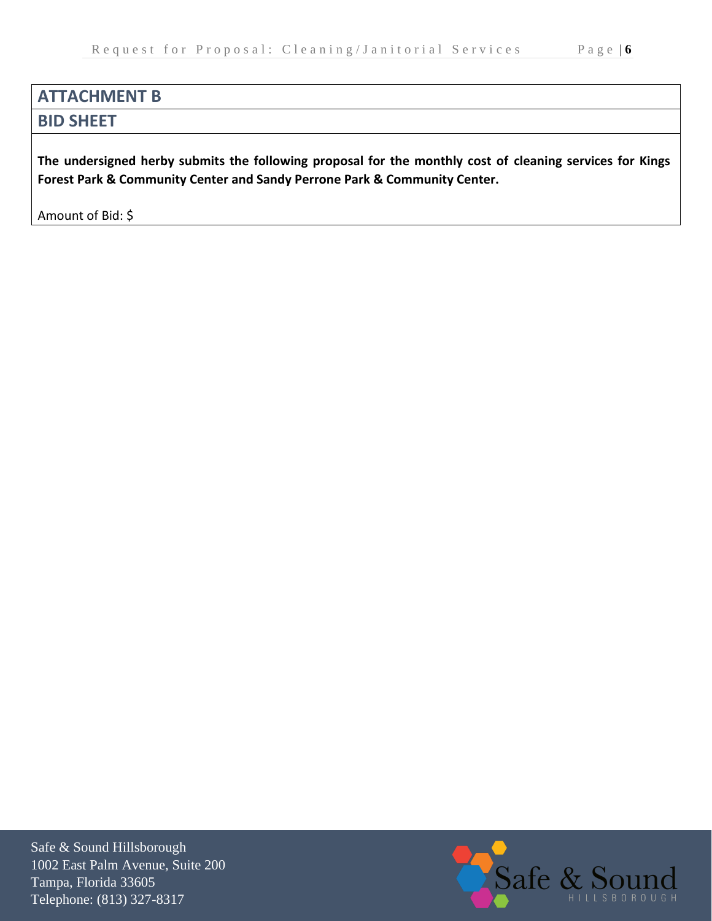## ATTACHMENT B

## BID SHEET

**The undersigned herby submits the following proposal for the monthly cost of cleaning services for Kings Forest Park & Community Center and Sandy Perrone Park & Community Center.**

Amount of Bid: $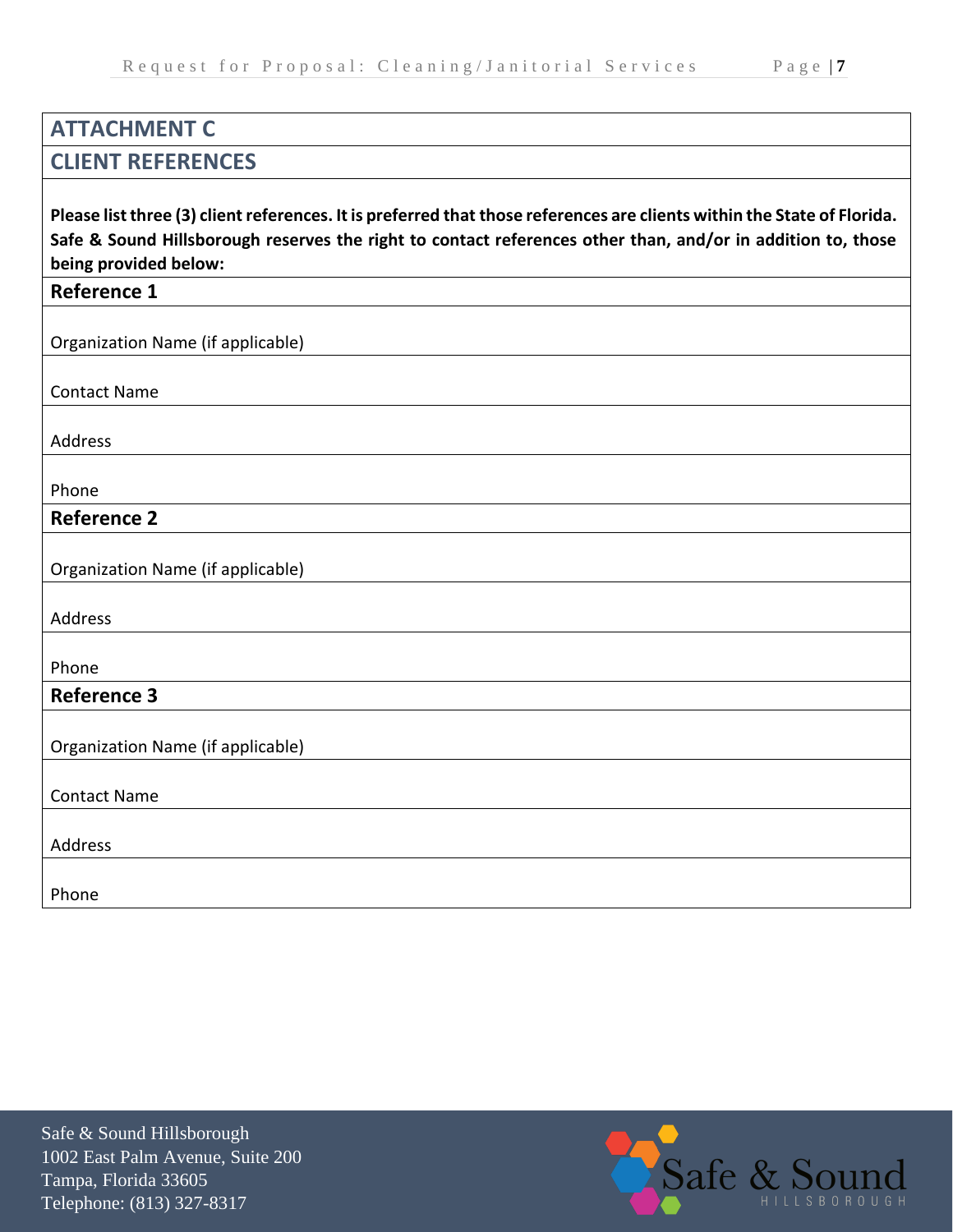## ATTACHMENT C

## CLIENT REFERENCES

**Please list three (3) client references. It is preferred that those references are clients within the State of Florida. Safe & Sound Hillsborough reserves the right to contact references other than, and/or in addition to, those being provided below:**

**Reference 1**

Organization Name (if applicable)

Contact Name

Address

Phone

**Reference 2**

Organization Name (if applicable)

Address

Phone

**Reference 3**

Organization Name (if applicable)

Contact Name

Address

Phone

Safe & Sound Hillsborough
1002 East Palm Avenue, Suite 200
Tampa, Florida 33605
Telephone: (813) 327-8317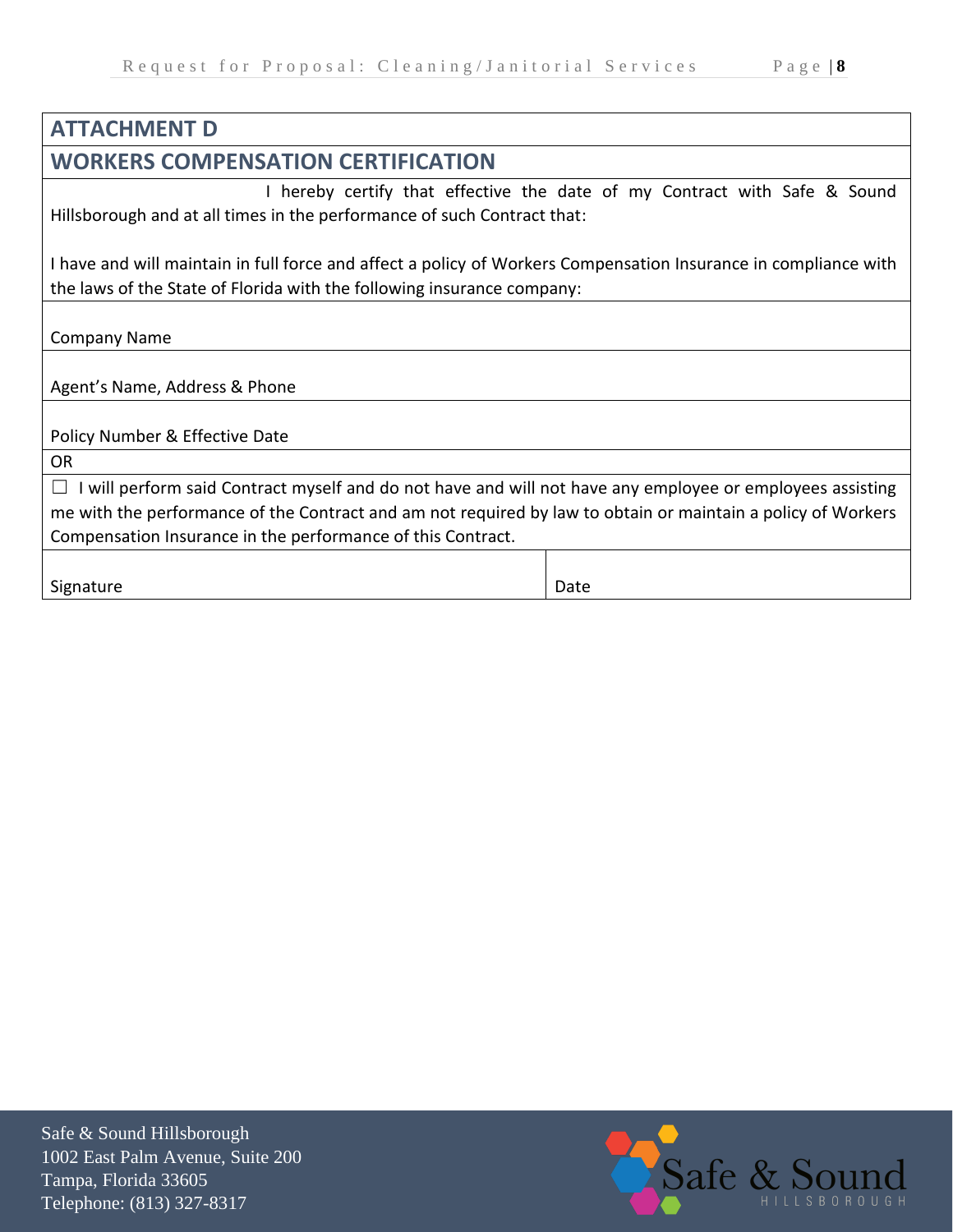## ATTACHMENT D

## WORKERS COMPENSATION CERTIFICATION

I hereby certify that effective the date of my Contract with Safe & Sound Hillsborough and at all times in the performance of such Contract that:

I have and will maintain in full force and affect a policy of Workers Compensation Insurance in compliance with the laws of the State of Florida with the following insurance company:

Company Name

Agent's Name, Address & Phone

Policy Number & Effective Date

OR

☐ I will perform said Contract myself and do not have and will not have any employee or employees assisting me with the performance of the Contract and am not required by law to obtain or maintain a policy of Workers Compensation Insurance in the performance of this Contract.

| Signature | Date |
|---|---|

Safe & Sound Hillsborough
1002 East Palm Avenue, Suite 200
Tampa, Florida 33605
Telephone: (813) 327-8317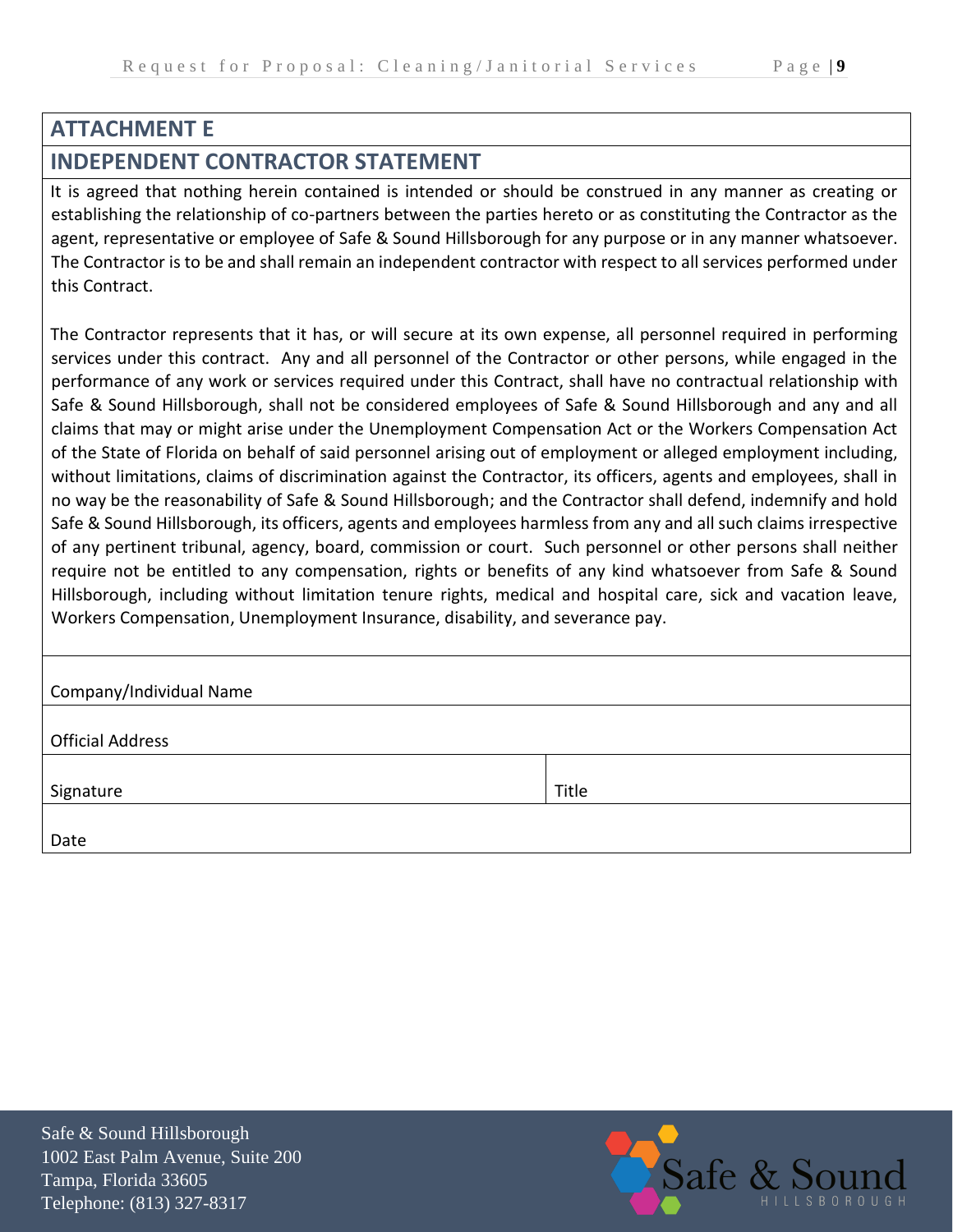## ATTACHMENT E

## INDEPENDENT CONTRACTOR STATEMENT

It is agreed that nothing herein contained is intended or should be construed in any manner as creating or establishing the relationship of co-partners between the parties hereto or as constituting the Contractor as the agent, representative or employee of Safe & Sound Hillsborough for any purpose or in any manner whatsoever. The Contractor is to be and shall remain an independent contractor with respect to all services performed under this Contract.

The Contractor represents that it has, or will secure at its own expense, all personnel required in performing services under this contract. Any and all personnel of the Contractor or other persons, while engaged in the performance of any work or services required under this Contract, shall have no contractual relationship with Safe & Sound Hillsborough, shall not be considered employees of Safe & Sound Hillsborough and any and all claims that may or might arise under the Unemployment Compensation Act or the Workers Compensation Act of the State of Florida on behalf of said personnel arising out of employment or alleged employment including, without limitations, claims of discrimination against the Contractor, its officers, agents and employees, shall in no way be the reasonability of Safe & Sound Hillsborough; and the Contractor shall defend, indemnify and hold Safe & Sound Hillsborough, its officers, agents and employees harmless from any and all such claims irrespective of any pertinent tribunal, agency, board, commission or court. Such personnel or other persons shall neither require not be entitled to any compensation, rights or benefits of any kind whatsoever from Safe & Sound Hillsborough, including without limitation tenure rights, medical and hospital care, sick and vacation leave, Workers Compensation, Unemployment Insurance, disability, and severance pay.

| | |
|---|---|
| Company/Individual Name | |
| Official Address | |
| Signature | Title |
| Date | |

Safe & Sound Hillsborough
1002 East Palm Avenue, Suite 200
Tampa, Florida 33605
Telephone: (813) 327-8317